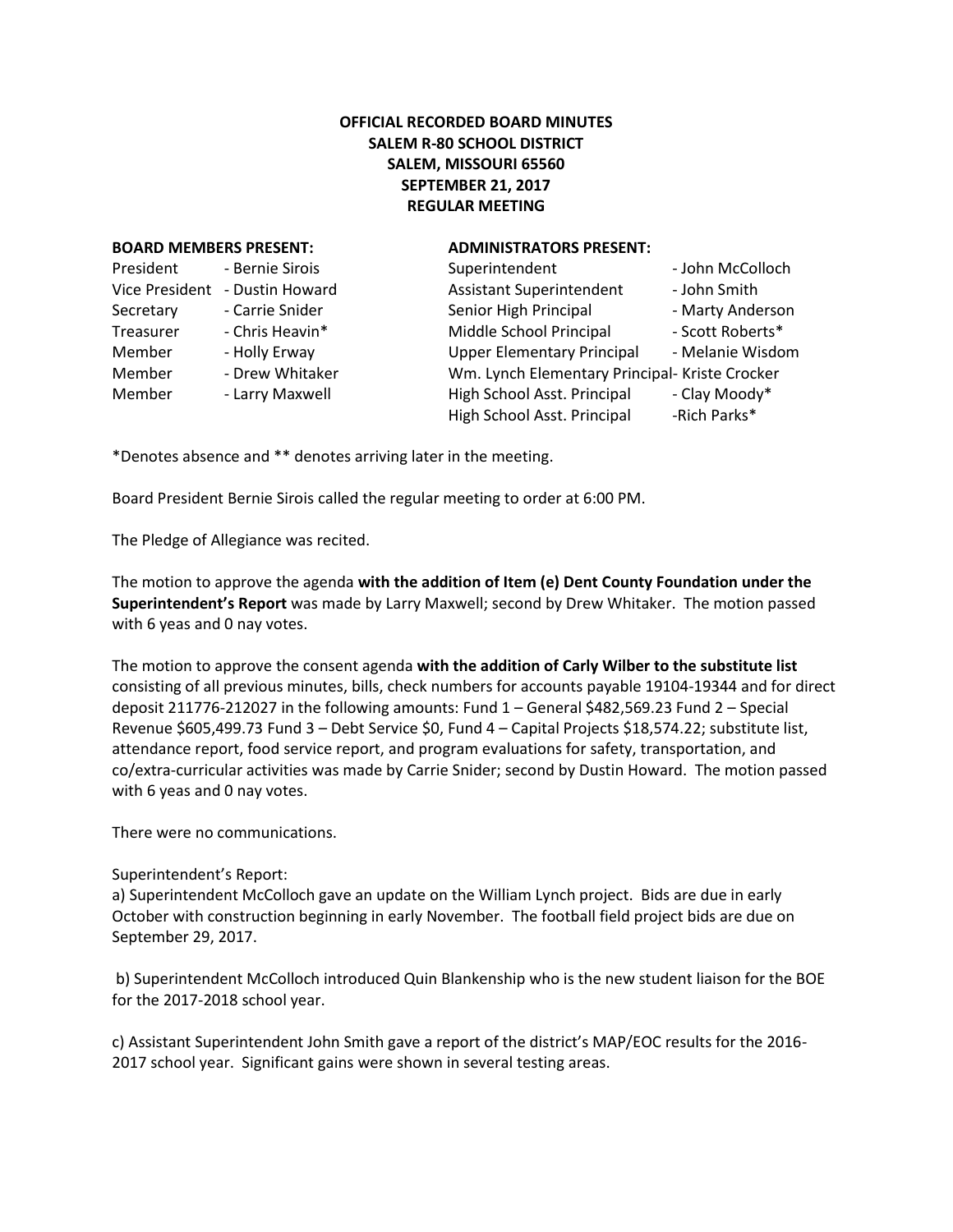**OFFICIAL RECORDED BOARD MINUTES**
**SALEM R-80 SCHOOL DISTRICT**
**SALEM, MISSOURI 65560**
**SEPTEMBER 21, 2017**
**REGULAR MEETING**

**BOARD MEMBERS PRESENT:**

| | |
|---|---|
| President | - Bernie Sirois |
| Vice President | - Dustin Howard |
| Secretary | - Carrie Snider |
| Treasurer | - Chris Heavin* |
| Member | - Holly Erway |
| Member | - Drew Whitaker |
| Member | - Larry Maxwell |

**ADMINISTRATORS PRESENT:**

| | |
|---|---|
| Superintendent | - John McColloch |
| Assistant Superintendent | - John Smith |
| Senior High Principal | - Marty Anderson |
| Middle School Principal | - Scott Roberts* |
| Upper Elementary Principal | - Melanie Wisdom |
| Wm. Lynch Elementary Principal | - Kriste Crocker |
| High School Asst. Principal | - Clay Moody* |
| High School Asst. Principal | -Rich Parks* |

*Denotes absence and ** denotes arriving later in the meeting.

Board President Bernie Sirois called the regular meeting to order at 6:00 PM.

The Pledge of Allegiance was recited.

The motion to approve the agenda **with the addition of Item (e) Dent County Foundation under the Superintendent's Report** was made by Larry Maxwell; second by Drew Whitaker. The motion passed with 6 yeas and 0 nay votes.

The motion to approve the consent agenda **with the addition of Carly Wilber to the substitute list** consisting of all previous minutes, bills, check numbers for accounts payable 19104-19344 and for direct deposit 211776-212027 in the following amounts: Fund 1 – General $482,569.23 Fund 2 – Special Revenue $605,499.73 Fund 3 – Debt Service $0, Fund 4 – Capital Projects $18,574.22; substitute list, attendance report, food service report, and program evaluations for safety, transportation, and co/extra-curricular activities was made by Carrie Snider; second by Dustin Howard. The motion passed with 6 yeas and 0 nay votes.

There were no communications.

Superintendent's Report:

a) Superintendent McColloch gave an update on the William Lynch project. Bids are due in early October with construction beginning in early November. The football field project bids are due on September 29, 2017.

b) Superintendent McColloch introduced Quin Blankenship who is the new student liaison for the BOE for the 2017-2018 school year.

c) Assistant Superintendent John Smith gave a report of the district's MAP/EOC results for the 2016-2017 school year. Significant gains were shown in several testing areas.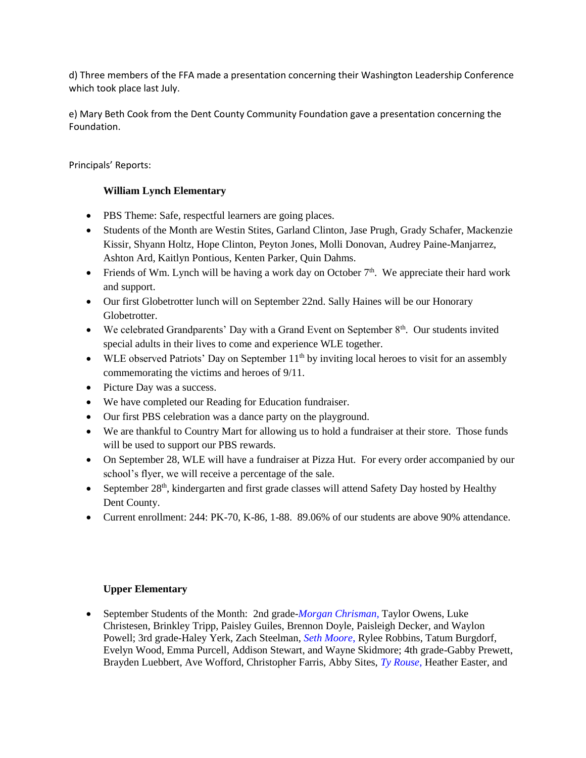d) Three members of the FFA made a presentation concerning their Washington Leadership Conference which took place last July.

e) Mary Beth Cook from the Dent County Community Foundation gave a presentation concerning the Foundation.

Principals' Reports:

**William Lynch Elementary**

- PBS Theme: Safe, respectful learners are going places.
- Students of the Month are Westin Stites, Garland Clinton, Jase Prugh, Grady Schafer, Mackenzie Kissir, Shyann Holtz, Hope Clinton, Peyton Jones, Molli Donovan, Audrey Paine-Manjarrez, Ashton Ard, Kaitlyn Pontious, Kenten Parker, Quin Dahms.
- Friends of Wm. Lynch will be having a work day on October 7th. We appreciate their hard work and support.
- Our first Globetrotter lunch will on September 22nd. Sally Haines will be our Honorary Globetrotter.
- We celebrated Grandparents' Day with a Grand Event on September 8th. Our students invited special adults in their lives to come and experience WLE together.
- WLE observed Patriots' Day on September 11th by inviting local heroes to visit for an assembly commemorating the victims and heroes of 9/11.
- Picture Day was a success.
- We have completed our Reading for Education fundraiser.
- Our first PBS celebration was a dance party on the playground.
- We are thankful to Country Mart for allowing us to hold a fundraiser at their store. Those funds will be used to support our PBS rewards.
- On September 28, WLE will have a fundraiser at Pizza Hut. For every order accompanied by our school's flyer, we will receive a percentage of the sale.
- September 28th, kindergarten and first grade classes will attend Safety Day hosted by Healthy Dent County.
- Current enrollment: 244: PK-70, K-86, 1-88. 89.06% of our students are above 90% attendance.

**Upper Elementary**

- September Students of the Month: 2nd grade-*Morgan Chrisman,* Taylor Owens, Luke Christesen, Brinkley Tripp, Paisley Guiles, Brennon Doyle, Paisleigh Decker, and Waylon Powell; 3rd grade-Haley Yerk, Zach Steelman, *Seth Moore,* Rylee Robbins, Tatum Burgdorf, Evelyn Wood, Emma Purcell, Addison Stewart, and Wayne Skidmore; 4th grade-Gabby Prewett, Brayden Luebbert, Ave Wofford, Christopher Farris, Abby Sites, *Ty Rouse,* Heather Easter, and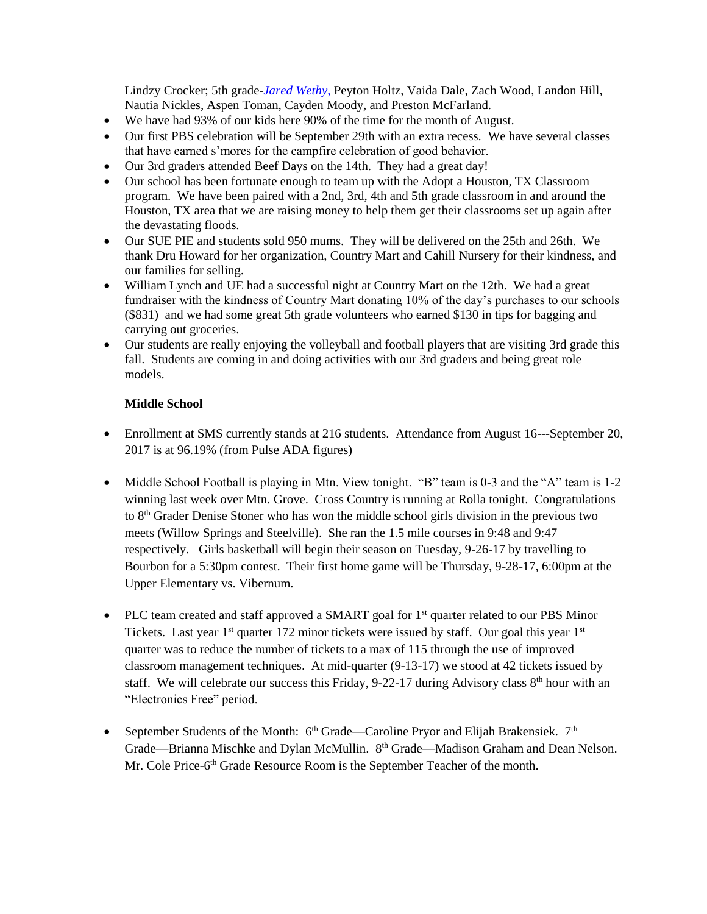Lindzy Crocker; 5th grade-*Jared Wethy,* Peyton Holtz, Vaida Dale, Zach Wood, Landon Hill, Nautia Nickles, Aspen Toman, Cayden Moody, and Preston McFarland.

- We have had 93% of our kids here 90% of the time for the month of August.
- Our first PBS celebration will be September 29th with an extra recess. We have several classes that have earned s'mores for the campfire celebration of good behavior.
- Our 3rd graders attended Beef Days on the 14th. They had a great day!
- Our school has been fortunate enough to team up with the Adopt a Houston, TX Classroom program. We have been paired with a 2nd, 3rd, 4th and 5th grade classroom in and around the Houston, TX area that we are raising money to help them get their classrooms set up again after the devastating floods.
- Our SUE PIE and students sold 950 mums. They will be delivered on the 25th and 26th. We thank Dru Howard for her organization, Country Mart and Cahill Nursery for their kindness, and our families for selling.
- William Lynch and UE had a successful night at Country Mart on the 12th. We had a great fundraiser with the kindness of Country Mart donating 10% of the day's purchases to our schools ($831) and we had some great 5th grade volunteers who earned $130 in tips for bagging and carrying out groceries.
- Our students are really enjoying the volleyball and football players that are visiting 3rd grade this fall. Students are coming in and doing activities with our 3rd graders and being great role models.

**Middle School**

- Enrollment at SMS currently stands at 216 students. Attendance from August 16---September 20, 2017 is at 96.19% (from Pulse ADA figures)

- Middle School Football is playing in Mtn. View tonight. "B" team is 0-3 and the "A" team is 1-2 winning last week over Mtn. Grove. Cross Country is running at Rolla tonight. Congratulations to 8th Grader Denise Stoner who has won the middle school girls division in the previous two meets (Willow Springs and Steelville). She ran the 1.5 mile courses in 9:48 and 9:47 respectively. Girls basketball will begin their season on Tuesday, 9-26-17 by travelling to Bourbon for a 5:30pm contest. Their first home game will be Thursday, 9-28-17, 6:00pm at the Upper Elementary vs. Vibernum.

- PLC team created and staff approved a SMART goal for 1st quarter related to our PBS Minor Tickets. Last year 1st quarter 172 minor tickets were issued by staff. Our goal this year 1st quarter was to reduce the number of tickets to a max of 115 through the use of improved classroom management techniques. At mid-quarter (9-13-17) we stood at 42 tickets issued by staff. We will celebrate our success this Friday, 9-22-17 during Advisory class 8th hour with an "Electronics Free" period.

- September Students of the Month: 6th Grade—Caroline Pryor and Elijah Brakensiek. 7th Grade—Brianna Mischke and Dylan McMullin. 8th Grade—Madison Graham and Dean Nelson. Mr. Cole Price-6th Grade Resource Room is the September Teacher of the month.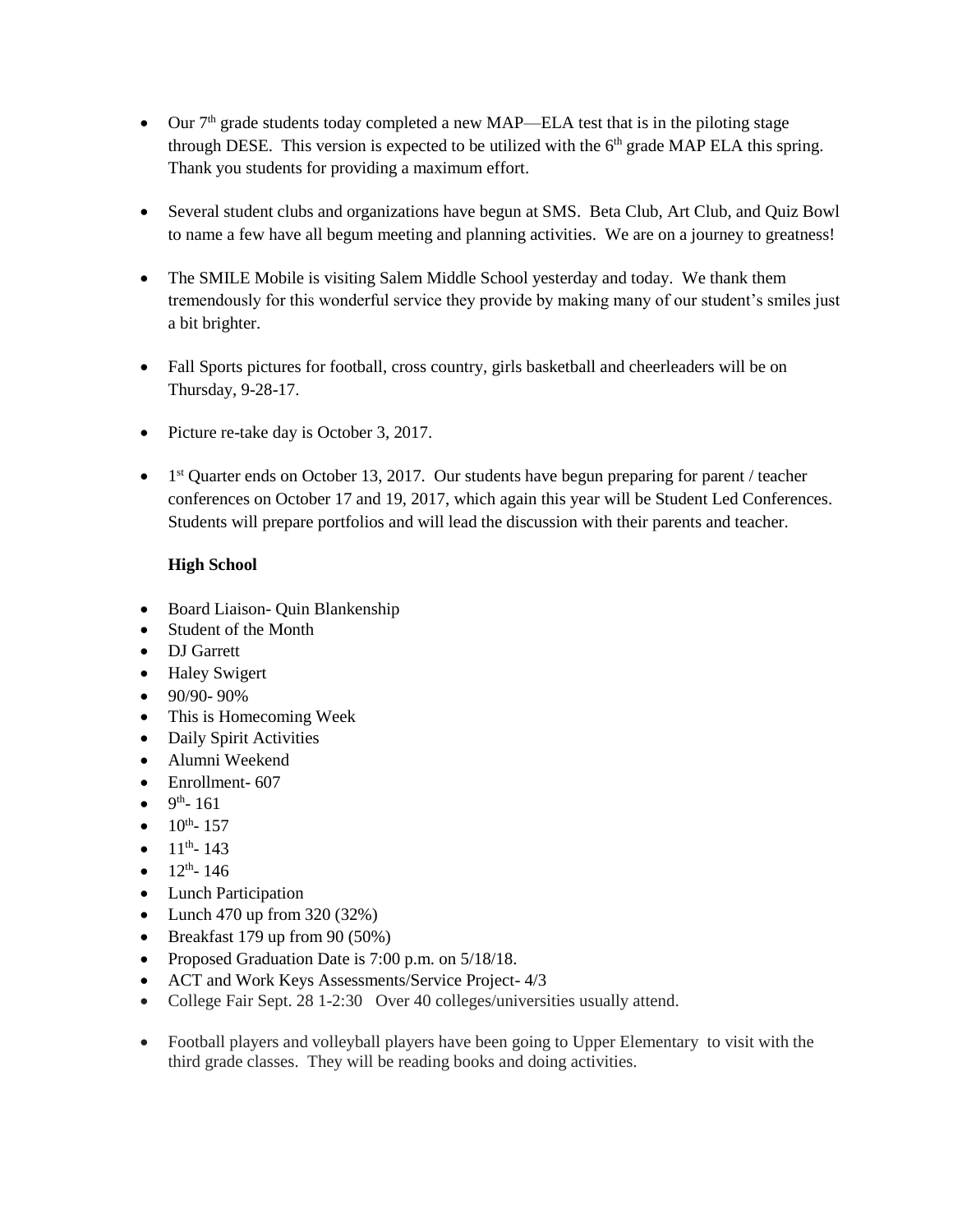- Our 7th grade students today completed a new MAP—ELA test that is in the piloting stage through DESE. This version is expected to be utilized with the 6th grade MAP ELA this spring. Thank you students for providing a maximum effort.

- Several student clubs and organizations have begun at SMS. Beta Club, Art Club, and Quiz Bowl to name a few have all begum meeting and planning activities. We are on a journey to greatness!

- The SMILE Mobile is visiting Salem Middle School yesterday and today. We thank them tremendously for this wonderful service they provide by making many of our student's smiles just a bit brighter.

- Fall Sports pictures for football, cross country, girls basketball and cheerleaders will be on Thursday, 9-28-17.

- Picture re-take day is October 3, 2017.

- 1st Quarter ends on October 13, 2017. Our students have begun preparing for parent / teacher conferences on October 17 and 19, 2017, which again this year will be Student Led Conferences. Students will prepare portfolios and will lead the discussion with their parents and teacher.

**High School**

- Board Liaison- Quin Blankenship
- Student of the Month
- DJ Garrett
- Haley Swigert
- 90/90- 90%
- This is Homecoming Week
- Daily Spirit Activities
- Alumni Weekend
- Enrollment- 607
- 9th- 161
- 10th- 157
- 11th- 143
- 12th- 146
- Lunch Participation
- Lunch 470 up from 320 (32%)
- Breakfast 179 up from 90 (50%)
- Proposed Graduation Date is 7:00 p.m. on 5/18/18.
- ACT and Work Keys Assessments/Service Project- 4/3
- College Fair Sept. 28 1-2:30 Over 40 colleges/universities usually attend.

- Football players and volleyball players have been going to Upper Elementary to visit with the third grade classes. They will be reading books and doing activities.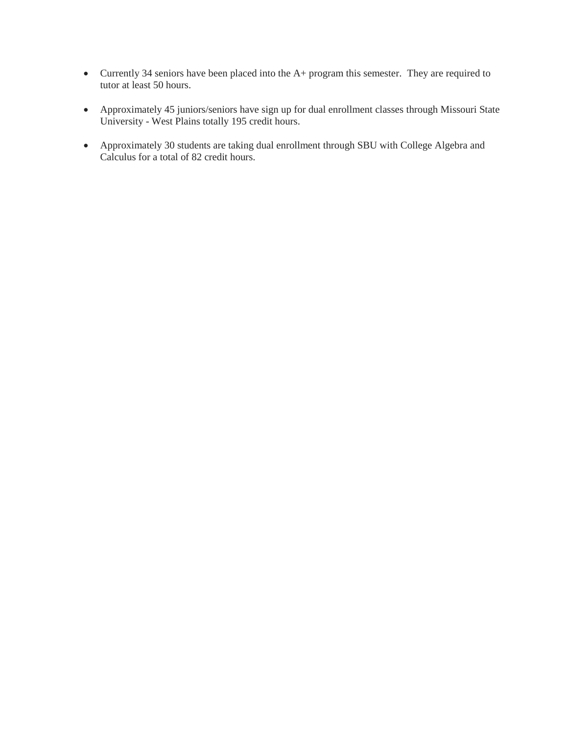- Currently 34 seniors have been placed into the A+ program this semester. They are required to tutor at least 50 hours.

- Approximately 45 juniors/seniors have sign up for dual enrollment classes through Missouri State University - West Plains totally 195 credit hours.

- Approximately 30 students are taking dual enrollment through SBU with College Algebra and Calculus for a total of 82 credit hours.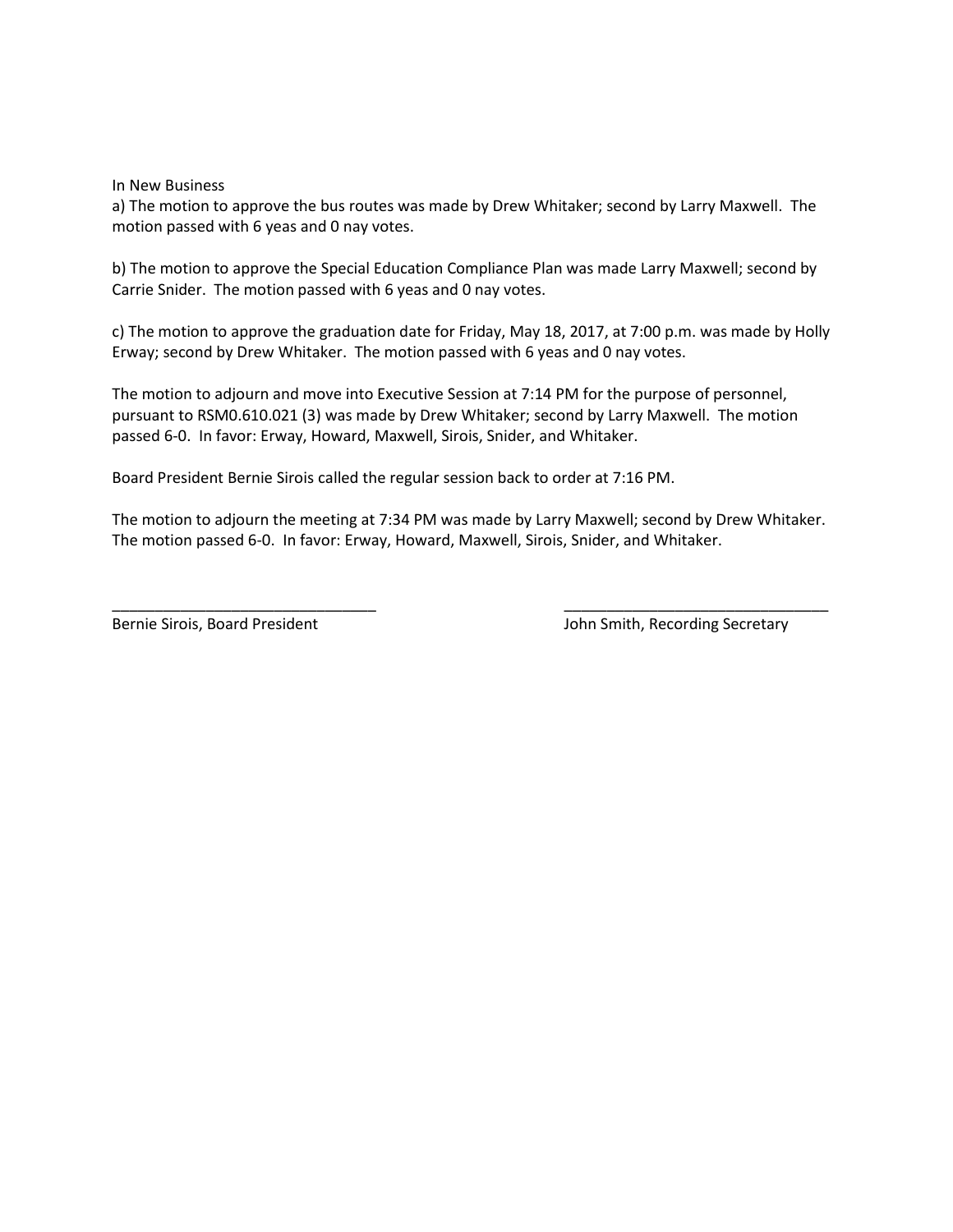In New Business

a) The motion to approve the bus routes was made by Drew Whitaker; second by Larry Maxwell. The motion passed with 6 yeas and 0 nay votes.

b) The motion to approve the Special Education Compliance Plan was made Larry Maxwell; second by Carrie Snider. The motion passed with 6 yeas and 0 nay votes.

c) The motion to approve the graduation date for Friday, May 18, 2017, at 7:00 p.m. was made by Holly Erway; second by Drew Whitaker. The motion passed with 6 yeas and 0 nay votes.

The motion to adjourn and move into Executive Session at 7:14 PM for the purpose of personnel, pursuant to RSM0.610.021 (3) was made by Drew Whitaker; second by Larry Maxwell. The motion passed 6-0. In favor: Erway, Howard, Maxwell, Sirois, Snider, and Whitaker.

Board President Bernie Sirois called the regular session back to order at 7:16 PM.

The motion to adjourn the meeting at 7:34 PM was made by Larry Maxwell; second by Drew Whitaker. The motion passed 6-0. In favor: Erway, Howard, Maxwell, Sirois, Snider, and Whitaker.

_______________________________ 

Bernie Sirois, Board President

_______________________________ 

John Smith, Recording Secretary